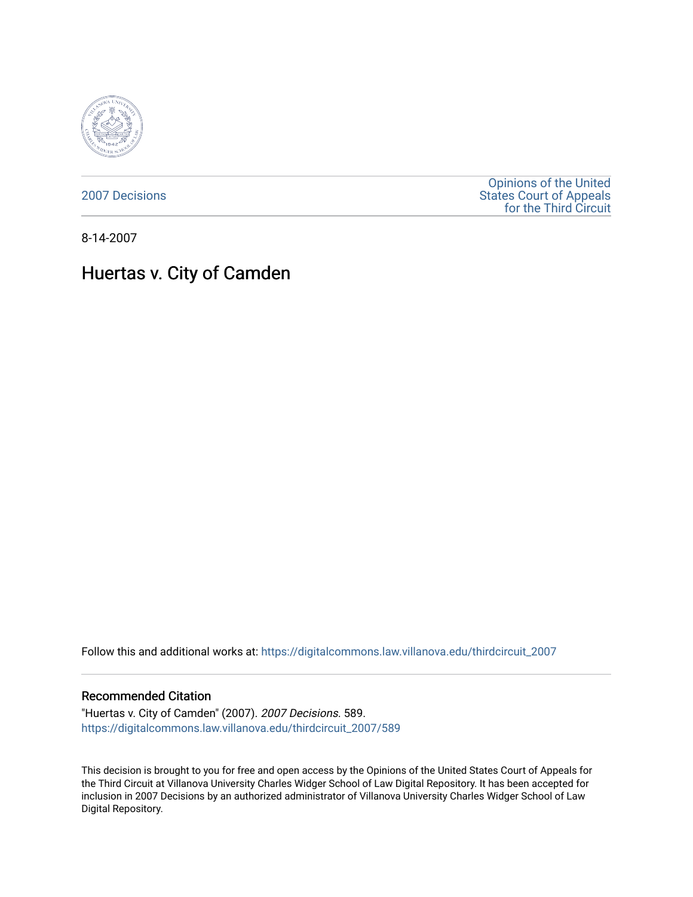2007 Decisions

Opinions of the United States Court of Appeals for the Third Circuit

8-14-2007

# Huertas v. City of Camden

Follow this and additional works at: https://digitalcommons.law.villanova.edu/thirdcircuit_2007

## Recommended Citation

"Huertas v. City of Camden" (2007). *2007 Decisions*. 589.
https://digitalcommons.law.villanova.edu/thirdcircuit_2007/589

This decision is brought to you for free and open access by the Opinions of the United States Court of Appeals for the Third Circuit at Villanova University Charles Widger School of Law Digital Repository. It has been accepted for inclusion in 2007 Decisions by an authorized administrator of Villanova University Charles Widger School of Law Digital Repository.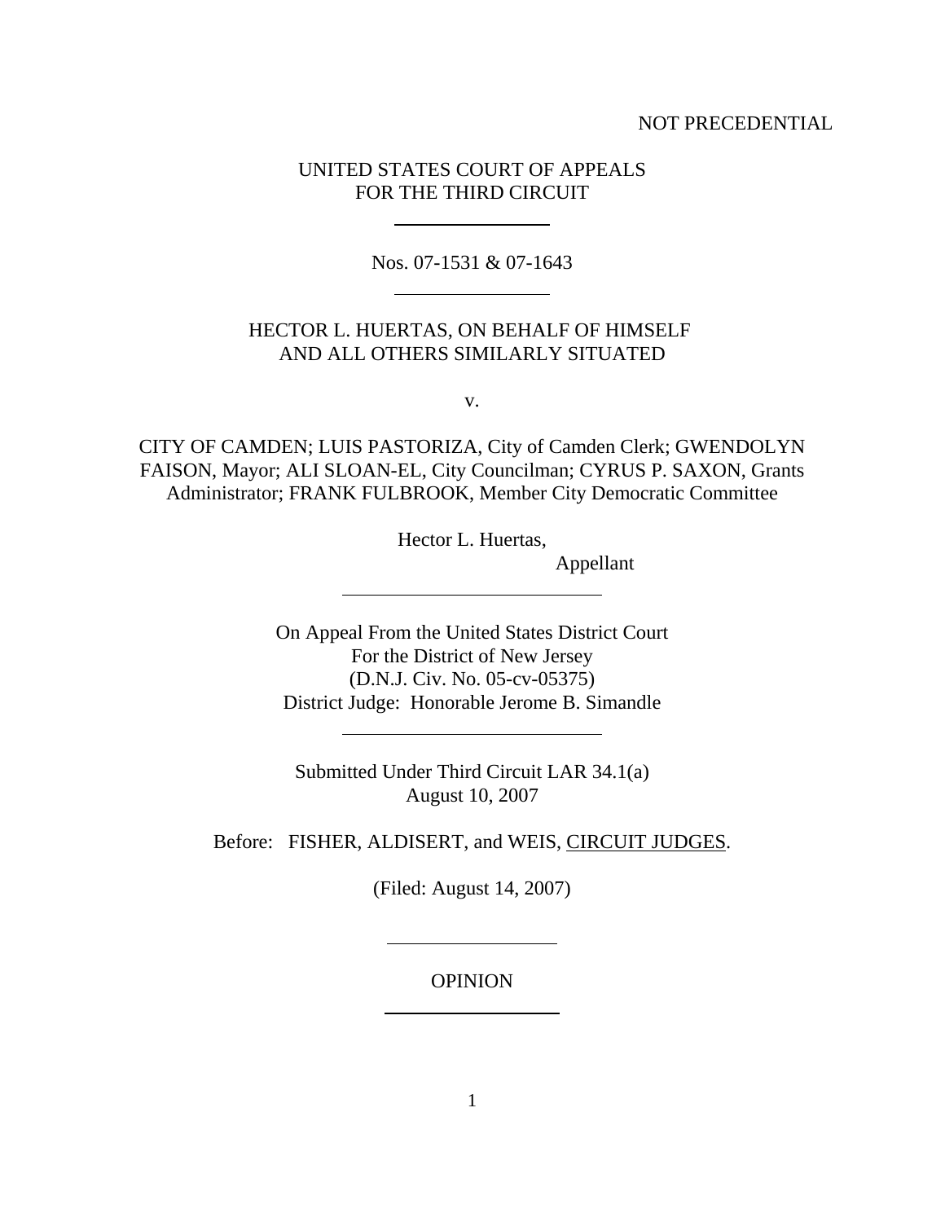NOT PRECEDENTIAL

UNITED STATES COURT OF APPEALS
FOR THE THIRD CIRCUIT

Nos. 07-1531 & 07-1643

HECTOR L. HUERTAS, ON BEHALF OF HIMSELF
AND ALL OTHERS SIMILARLY SITUATED

v.

CITY OF CAMDEN; LUIS PASTORIZA, City of Camden Clerk; GWENDOLYN FAISON, Mayor; ALI SLOAN-EL, City Councilman; CYRUS P. SAXON, Grants Administrator; FRANK FULBROOK, Member City Democratic Committee

Hector L. Huertas,
Appellant

On Appeal From the United States District Court
For the District of New Jersey
(D.N.J. Civ. No. 05-cv-05375)
District Judge: Honorable Jerome B. Simandle

Submitted Under Third Circuit LAR 34.1(a)
August 10, 2007

Before: FISHER, ALDISERT, and WEIS, CIRCUIT JUDGES.

(Filed: August 14, 2007)

OPINION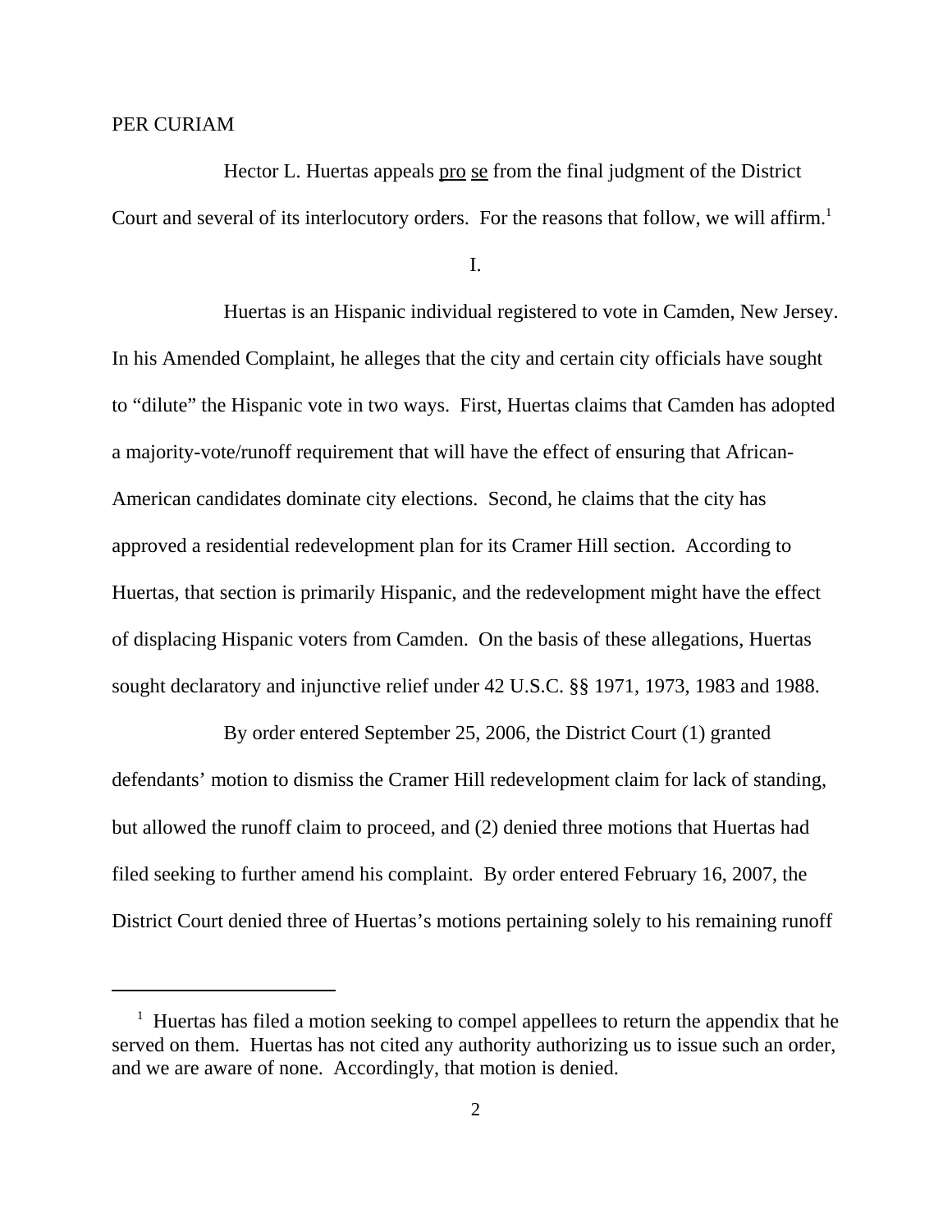PER CURIAM

Hector L. Huertas appeals pro se from the final judgment of the District Court and several of its interlocutory orders. For the reasons that follow, we will affirm.[1]

I.

Huertas is an Hispanic individual registered to vote in Camden, New Jersey. In his Amended Complaint, he alleges that the city and certain city officials have sought to "dilute" the Hispanic vote in two ways. First, Huertas claims that Camden has adopted a majority-vote/runoff requirement that will have the effect of ensuring that African-American candidates dominate city elections. Second, he claims that the city has approved a residential redevelopment plan for its Cramer Hill section. According to Huertas, that section is primarily Hispanic, and the redevelopment might have the effect of displacing Hispanic voters from Camden. On the basis of these allegations, Huertas sought declaratory and injunctive relief under 42 U.S.C. §§ 1971, 1973, 1983 and 1988.

By order entered September 25, 2006, the District Court (1) granted defendants' motion to dismiss the Cramer Hill redevelopment claim for lack of standing, but allowed the runoff claim to proceed, and (2) denied three motions that Huertas had filed seeking to further amend his complaint. By order entered February 16, 2007, the District Court denied three of Huertas's motions pertaining solely to his remaining runoff

[1] Huertas has filed a motion seeking to compel appellees to return the appendix that he served on them. Huertas has not cited any authority authorizing us to issue such an order, and we are aware of none. Accordingly, that motion is denied.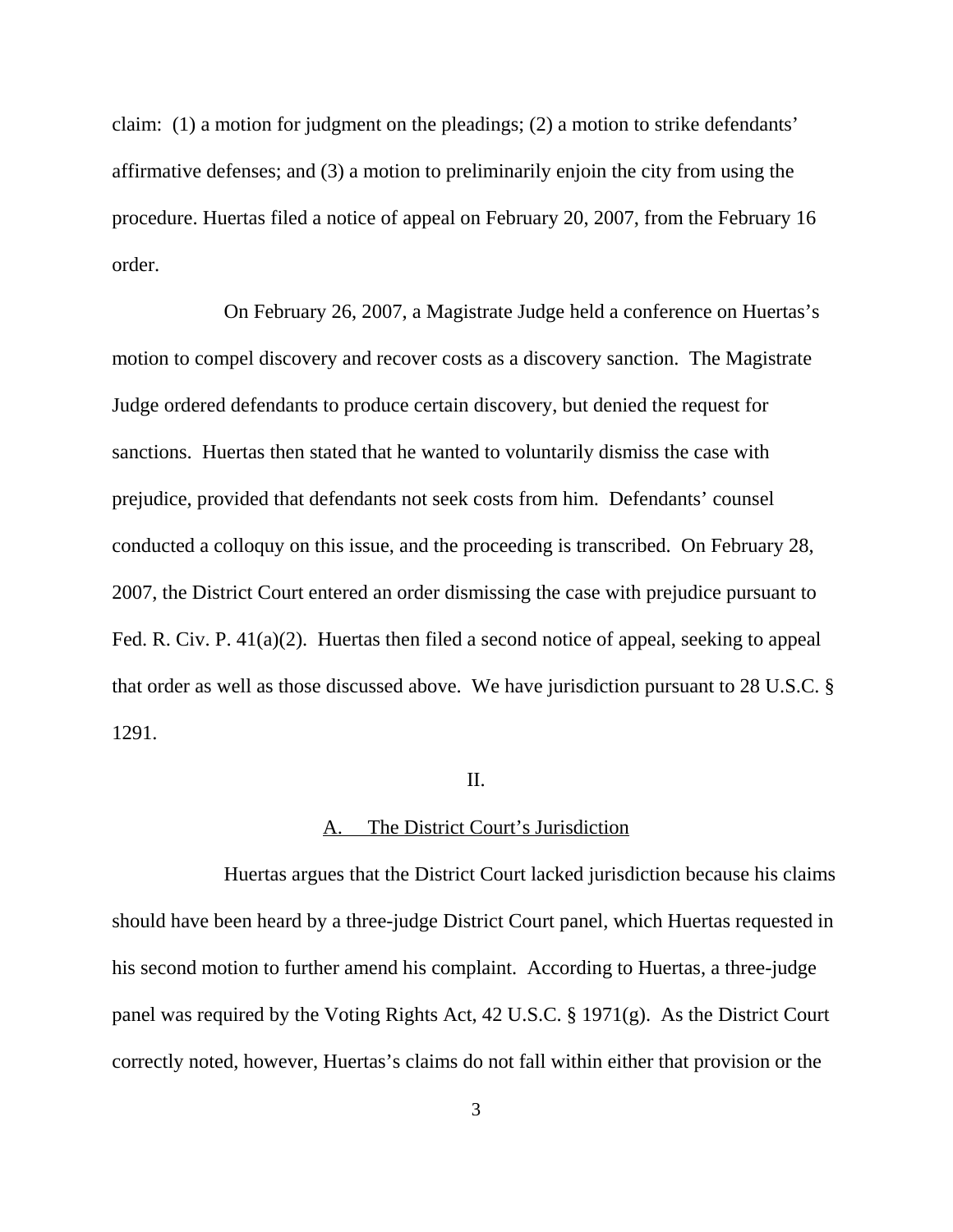claim: (1) a motion for judgment on the pleadings; (2) a motion to strike defendants' affirmative defenses; and (3) a motion to preliminarily enjoin the city from using the procedure. Huertas filed a notice of appeal on February 20, 2007, from the February 16 order.

On February 26, 2007, a Magistrate Judge held a conference on Huertas's motion to compel discovery and recover costs as a discovery sanction. The Magistrate Judge ordered defendants to produce certain discovery, but denied the request for sanctions. Huertas then stated that he wanted to voluntarily dismiss the case with prejudice, provided that defendants not seek costs from him. Defendants' counsel conducted a colloquy on this issue, and the proceeding is transcribed. On February 28, 2007, the District Court entered an order dismissing the case with prejudice pursuant to Fed. R. Civ. P. 41(a)(2). Huertas then filed a second notice of appeal, seeking to appeal that order as well as those discussed above. We have jurisdiction pursuant to 28 U.S.C. § 1291.

## II.

### A. The District Court's Jurisdiction

Huertas argues that the District Court lacked jurisdiction because his claims should have been heard by a three-judge District Court panel, which Huertas requested in his second motion to further amend his complaint. According to Huertas, a three-judge panel was required by the Voting Rights Act, 42 U.S.C. § 1971(g). As the District Court correctly noted, however, Huertas's claims do not fall within either that provision or the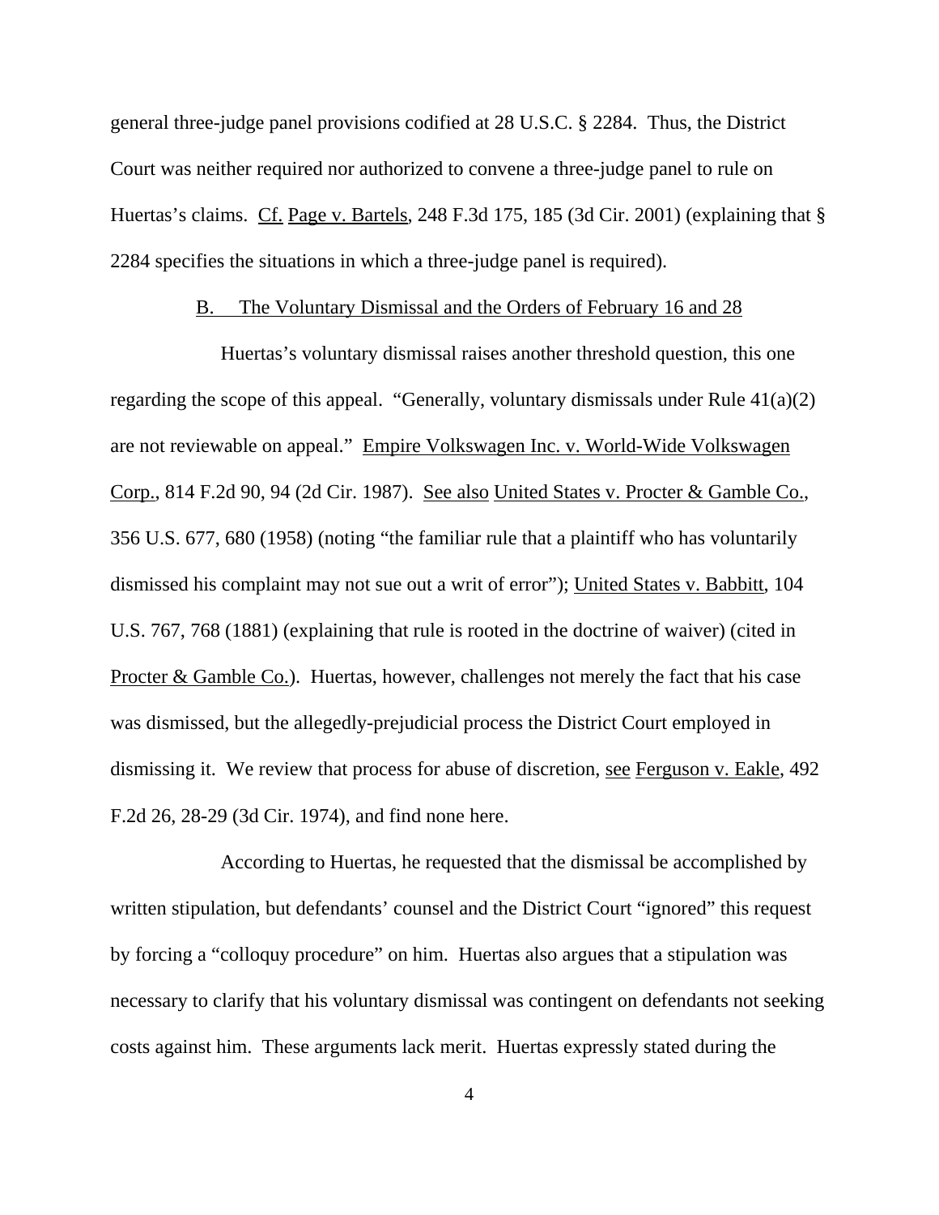general three-judge panel provisions codified at 28 U.S.C. § 2284. Thus, the District Court was neither required nor authorized to convene a three-judge panel to rule on Huertas's claims. Cf. Page v. Bartels, 248 F.3d 175, 185 (3d Cir. 2001) (explaining that § 2284 specifies the situations in which a three-judge panel is required).

B. The Voluntary Dismissal and the Orders of February 16 and 28

Huertas's voluntary dismissal raises another threshold question, this one regarding the scope of this appeal. "Generally, voluntary dismissals under Rule 41(a)(2) are not reviewable on appeal." Empire Volkswagen Inc. v. World-Wide Volkswagen Corp., 814 F.2d 90, 94 (2d Cir. 1987). See also United States v. Procter & Gamble Co., 356 U.S. 677, 680 (1958) (noting "the familiar rule that a plaintiff who has voluntarily dismissed his complaint may not sue out a writ of error"); United States v. Babbitt, 104 U.S. 767, 768 (1881) (explaining that rule is rooted in the doctrine of waiver) (cited in Procter & Gamble Co.). Huertas, however, challenges not merely the fact that his case was dismissed, but the allegedly-prejudicial process the District Court employed in dismissing it. We review that process for abuse of discretion, see Ferguson v. Eakle, 492 F.2d 26, 28-29 (3d Cir. 1974), and find none here.

According to Huertas, he requested that the dismissal be accomplished by written stipulation, but defendants' counsel and the District Court "ignored" this request by forcing a "colloquy procedure" on him. Huertas also argues that a stipulation was necessary to clarify that his voluntary dismissal was contingent on defendants not seeking costs against him. These arguments lack merit. Huertas expressly stated during the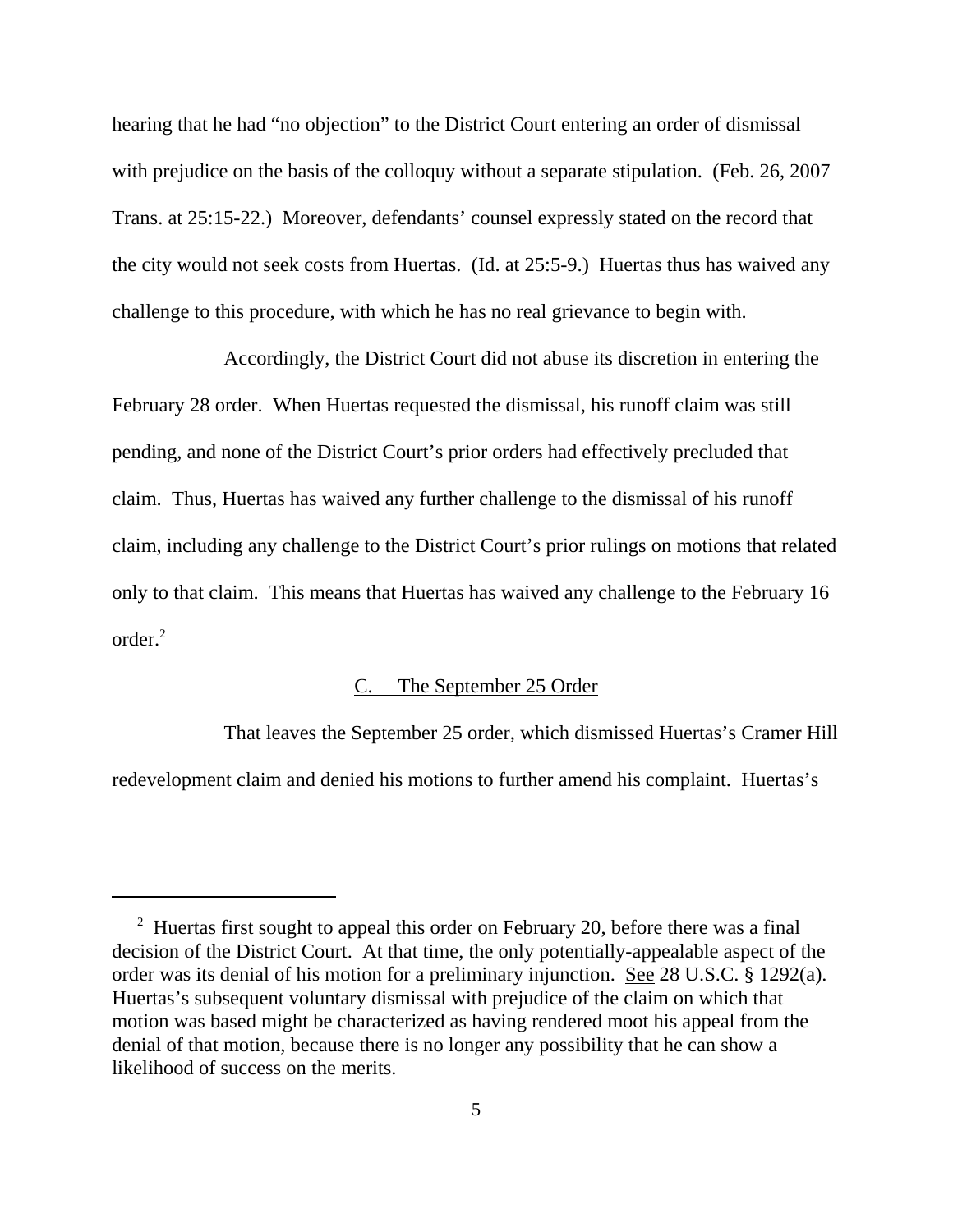hearing that he had "no objection" to the District Court entering an order of dismissal with prejudice on the basis of the colloquy without a separate stipulation. (Feb. 26, 2007 Trans. at 25:15-22.) Moreover, defendants' counsel expressly stated on the record that the city would not seek costs from Huertas. (Id. at 25:5-9.) Huertas thus has waived any challenge to this procedure, with which he has no real grievance to begin with.

Accordingly, the District Court did not abuse its discretion in entering the February 28 order. When Huertas requested the dismissal, his runoff claim was still pending, and none of the District Court's prior orders had effectively precluded that claim. Thus, Huertas has waived any further challenge to the dismissal of his runoff claim, including any challenge to the District Court's prior rulings on motions that related only to that claim. This means that Huertas has waived any challenge to the February 16 order.[2]

### C. The September 25 Order

That leaves the September 25 order, which dismissed Huertas's Cramer Hill redevelopment claim and denied his motions to further amend his complaint. Huertas's

---

[2] Huertas first sought to appeal this order on February 20, before there was a final decision of the District Court. At that time, the only potentially-appealable aspect of the order was its denial of his motion for a preliminary injunction. See 28 U.S.C. § 1292(a). Huertas's subsequent voluntary dismissal with prejudice of the claim on which that motion was based might be characterized as having rendered moot his appeal from the denial of that motion, because there is no longer any possibility that he can show a likelihood of success on the merits.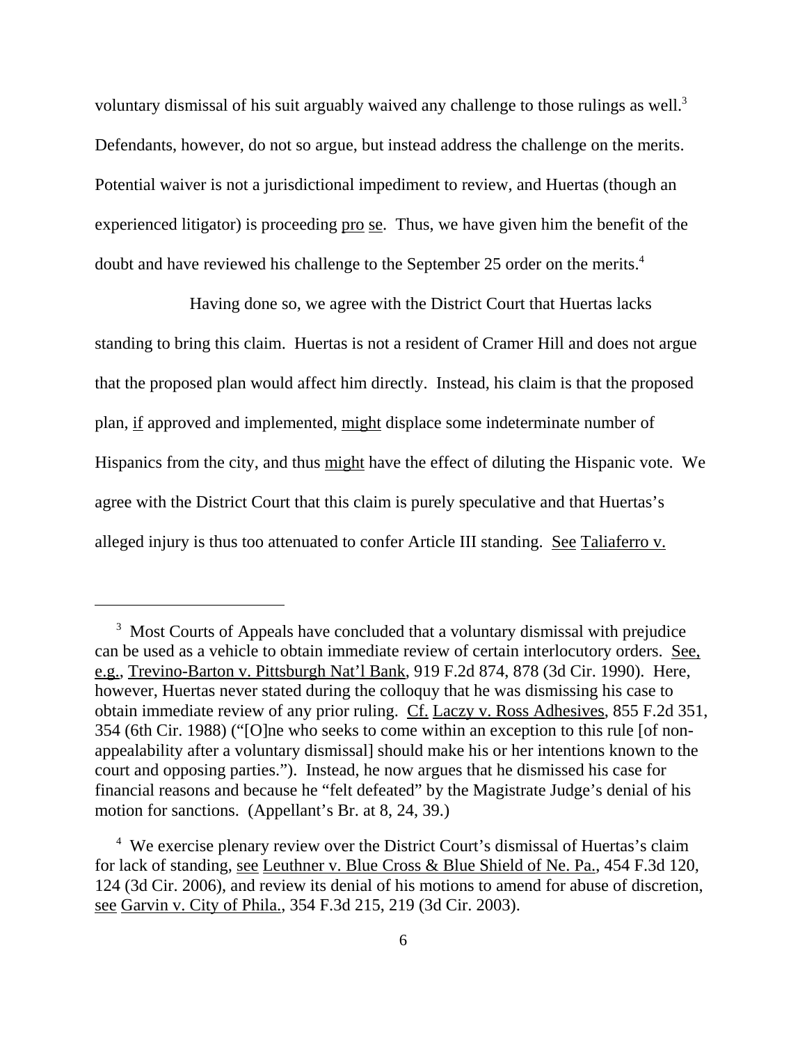voluntary dismissal of his suit arguably waived any challenge to those rulings as well.[3] Defendants, however, do not so argue, but instead address the challenge on the merits. Potential waiver is not a jurisdictional impediment to review, and Huertas (though an experienced litigator) is proceeding pro se. Thus, we have given him the benefit of the doubt and have reviewed his challenge to the September 25 order on the merits.[4]

Having done so, we agree with the District Court that Huertas lacks standing to bring this claim. Huertas is not a resident of Cramer Hill and does not argue that the proposed plan would affect him directly. Instead, his claim is that the proposed plan, if approved and implemented, might displace some indeterminate number of Hispanics from the city, and thus might have the effect of diluting the Hispanic vote. We agree with the District Court that this claim is purely speculative and that Huertas's alleged injury is thus too attenuated to confer Article III standing. See Taliaferro v.

---

[3] Most Courts of Appeals have concluded that a voluntary dismissal with prejudice can be used as a vehicle to obtain immediate review of certain interlocutory orders. See, e.g., Trevino-Barton v. Pittsburgh Nat'l Bank, 919 F.2d 874, 878 (3d Cir. 1990). Here, however, Huertas never stated during the colloquy that he was dismissing his case to obtain immediate review of any prior ruling. Cf. Laczy v. Ross Adhesives, 855 F.2d 351, 354 (6th Cir. 1988) ("[O]ne who seeks to come within an exception to this rule [of non-appealability after a voluntary dismissal] should make his or her intentions known to the court and opposing parties."). Instead, he now argues that he dismissed his case for financial reasons and because he "felt defeated" by the Magistrate Judge's denial of his motion for sanctions. (Appellant's Br. at 8, 24, 39.)

[4] We exercise plenary review over the District Court's dismissal of Huertas's claim for lack of standing, see Leuthner v. Blue Cross & Blue Shield of Ne. Pa., 454 F.3d 120, 124 (3d Cir. 2006), and review its denial of his motions to amend for abuse of discretion, see Garvin v. City of Phila., 354 F.3d 215, 219 (3d Cir. 2003).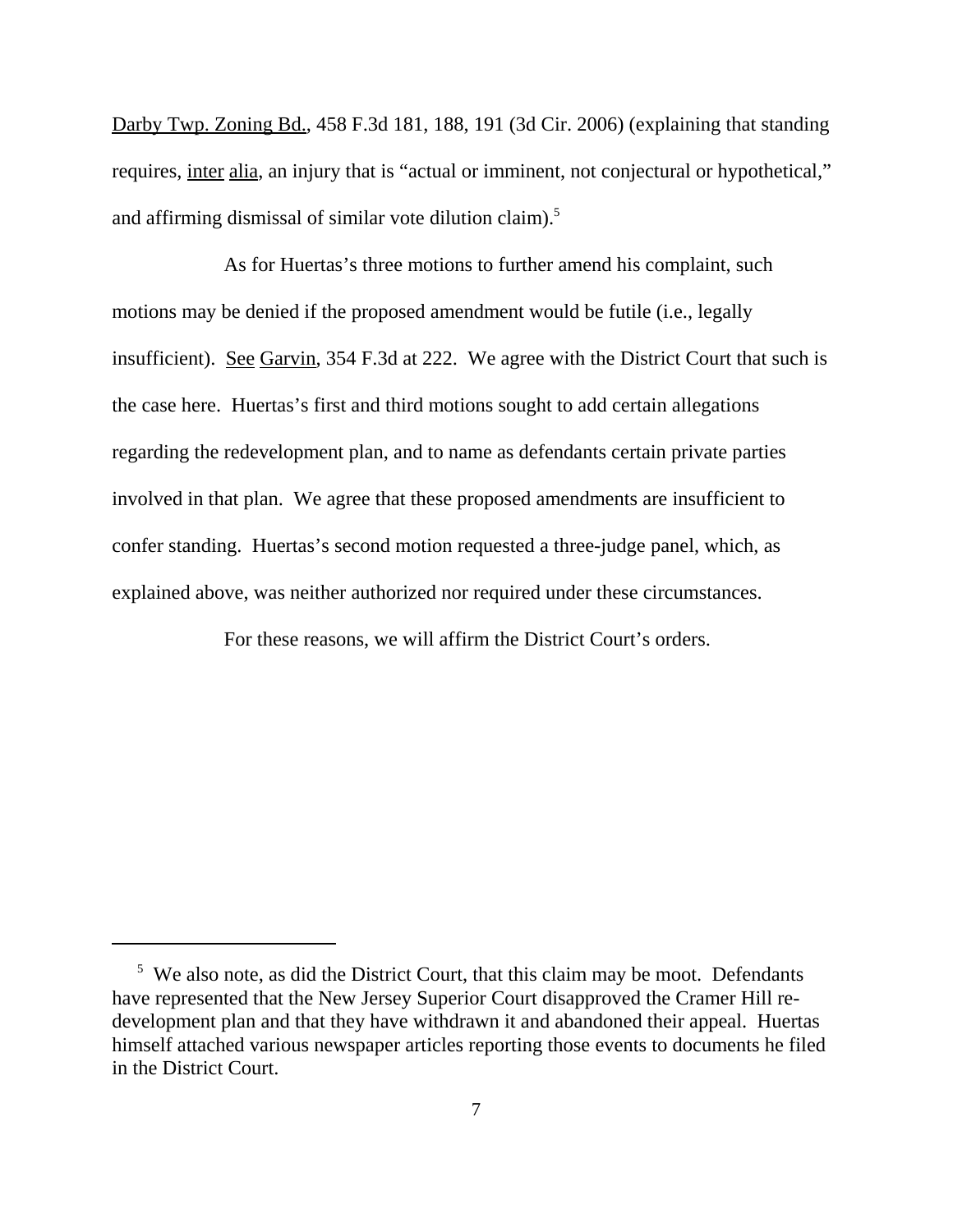Darby Twp. Zoning Bd., 458 F.3d 181, 188, 191 (3d Cir. 2006) (explaining that standing requires, inter alia, an injury that is "actual or imminent, not conjectural or hypothetical," and affirming dismissal of similar vote dilution claim).[5]

As for Huertas's three motions to further amend his complaint, such motions may be denied if the proposed amendment would be futile (i.e., legally insufficient). See Garvin, 354 F.3d at 222. We agree with the District Court that such is the case here. Huertas's first and third motions sought to add certain allegations regarding the redevelopment plan, and to name as defendants certain private parties involved in that plan. We agree that these proposed amendments are insufficient to confer standing. Huertas's second motion requested a three-judge panel, which, as explained above, was neither authorized nor required under these circumstances.

For these reasons, we will affirm the District Court's orders.

---

[5] We also note, as did the District Court, that this claim may be moot. Defendants have represented that the New Jersey Superior Court disapproved the Cramer Hill re-development plan and that they have withdrawn it and abandoned their appeal. Huertas himself attached various newspaper articles reporting those events to documents he filed in the District Court.